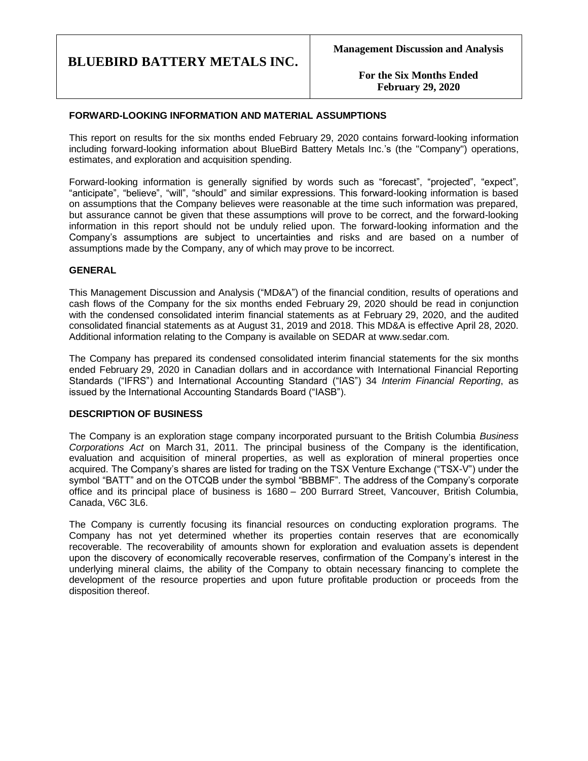# BLUEBIRD BATTERY METALS INC.

**Management Discussion and Analysis**

**For the Six Months Ended February 29, 2020**

## FORWARD-LOOKING INFORMATION AND MATERIAL ASSUMPTIONS

This report on results for the six months ended February 29, 2020 contains forward-looking information including forward-looking information about BlueBird Battery Metals Inc.'s (the "Company") operations, estimates, and exploration and acquisition spending.

Forward-looking information is generally signified by words such as "forecast", "projected", "expect", "anticipate", "believe", "will", "should" and similar expressions. This forward-looking information is based on assumptions that the Company believes were reasonable at the time such information was prepared, but assurance cannot be given that these assumptions will prove to be correct, and the forward-looking information in this report should not be unduly relied upon. The forward-looking information and the Company's assumptions are subject to uncertainties and risks and are based on a number of assumptions made by the Company, any of which may prove to be incorrect.

## GENERAL

This Management Discussion and Analysis ("MD&A") of the financial condition, results of operations and cash flows of the Company for the six months ended February 29, 2020 should be read in conjunction with the condensed consolidated interim financial statements as at February 29, 2020, and the audited consolidated financial statements as at August 31, 2019 and 2018. This MD&A is effective April 28, 2020. Additional information relating to the Company is available on SEDAR at www.sedar.com.

The Company has prepared its condensed consolidated interim financial statements for the six months ended February 29, 2020 in Canadian dollars and in accordance with International Financial Reporting Standards ("IFRS") and International Accounting Standard ("IAS") 34 *Interim Financial Reporting*, as issued by the International Accounting Standards Board ("IASB").

## DESCRIPTION OF BUSINESS

The Company is an exploration stage company incorporated pursuant to the British Columbia *Business Corporations Act* on March 31, 2011. The principal business of the Company is the identification, evaluation and acquisition of mineral properties, as well as exploration of mineral properties once acquired. The Company's shares are listed for trading on the TSX Venture Exchange ("TSX-V") under the symbol "BATT" and on the OTCQB under the symbol "BBBMF". The address of the Company's corporate office and its principal place of business is 1680 – 200 Burrard Street, Vancouver, British Columbia, Canada, V6C 3L6.

The Company is currently focusing its financial resources on conducting exploration programs. The Company has not yet determined whether its properties contain reserves that are economically recoverable. The recoverability of amounts shown for exploration and evaluation assets is dependent upon the discovery of economically recoverable reserves, confirmation of the Company's interest in the underlying mineral claims, the ability of the Company to obtain necessary financing to complete the development of the resource properties and upon future profitable production or proceeds from the disposition thereof.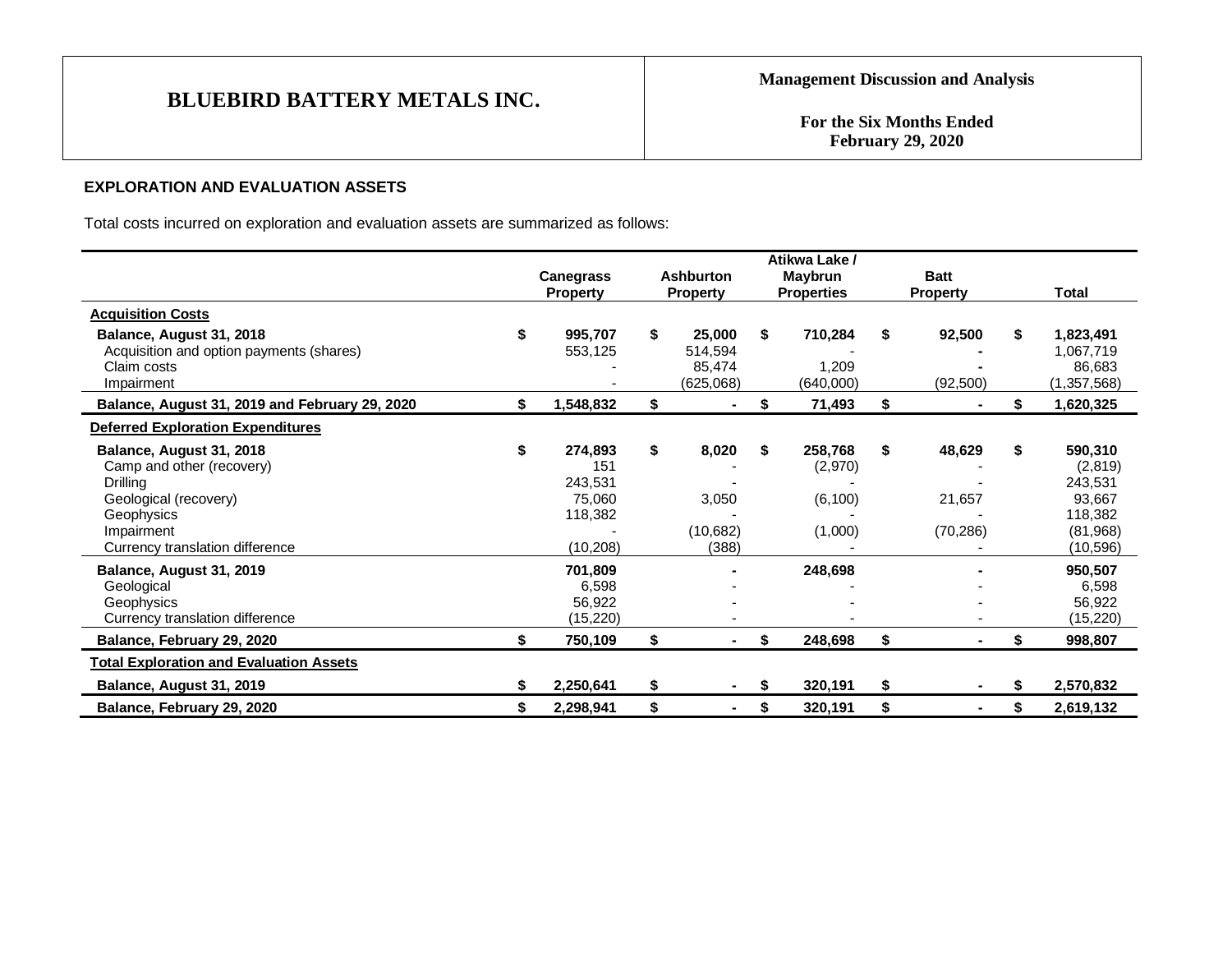## EXPLORATION AND EVALUATION ASSETS

Total costs incurred on exploration and evaluation assets are summarized as follows:

| | Canegrass Property | Ashburton Property | Atikwa Lake / Maybrun Properties | Batt Property | Total |
|---|---|---|---|---|---|
| **Acquisition Costs** | | | | | |
| **Balance, August 31, 2018** | **$ 995,707** | **$ 25,000** | **$ 710,284** | **$ 92,500** | **$ 1,823,491** |
| Acquisition and option payments (shares) | 553,125 | 514,594 | - | - | 1,067,719 |
| Claim costs | - | 85,474 | 1,209 | - | 86,683 |
| Impairment | - | (625,068) | (640,000) | (92,500) | (1,357,568) |
| **Balance, August 31, 2019 and February 29, 2020** | **$ 1,548,832** | **$ -** | **$ 71,493** | **$ -** | **$ 1,620,325** |
| **Deferred Exploration Expenditures** | | | | | |
| **Balance, August 31, 2018** | **$ 274,893** | **$ 8,020** | **$ 258,768** | **$ 48,629** | **$ 590,310** |
| Camp and other (recovery) | 151 | - | (2,970) | - | (2,819) |
| Drilling | 243,531 | - | - | - | 243,531 |
| Geological (recovery) | 75,060 | 3,050 | (6,100) | 21,657 | 93,667 |
| Geophysics | 118,382 | - | - | - | 118,382 |
| Impairment | - | (10,682) | (1,000) | (70,286) | (81,968) |
| Currency translation difference | (10,208) | (388) | - | - | (10,596) |
| **Balance, August 31, 2019** | **701,809** | **-** | **248,698** | **-** | **950,507** |
| Geological | 6,598 | - | - | - | 6,598 |
| Geophysics | 56,922 | - | - | - | 56,922 |
| Currency translation difference | (15,220) | - | - | - | (15,220) |
| **Balance, February 29, 2020** | **$ 750,109** | **$ -** | **$ 248,698** | **$ -** | **$ 998,807** |
| **Total Exploration and Evaluation Assets** | | | | | |
| **Balance, August 31, 2019** | **$ 2,250,641** | **$ -** | **$ 320,191** | **$ -** | **$ 2,570,832** |
| **Balance, February 29, 2020** | **$ 2,298,941** | **$ -** | **$ 320,191** | **$ -** | **$ 2,619,132** |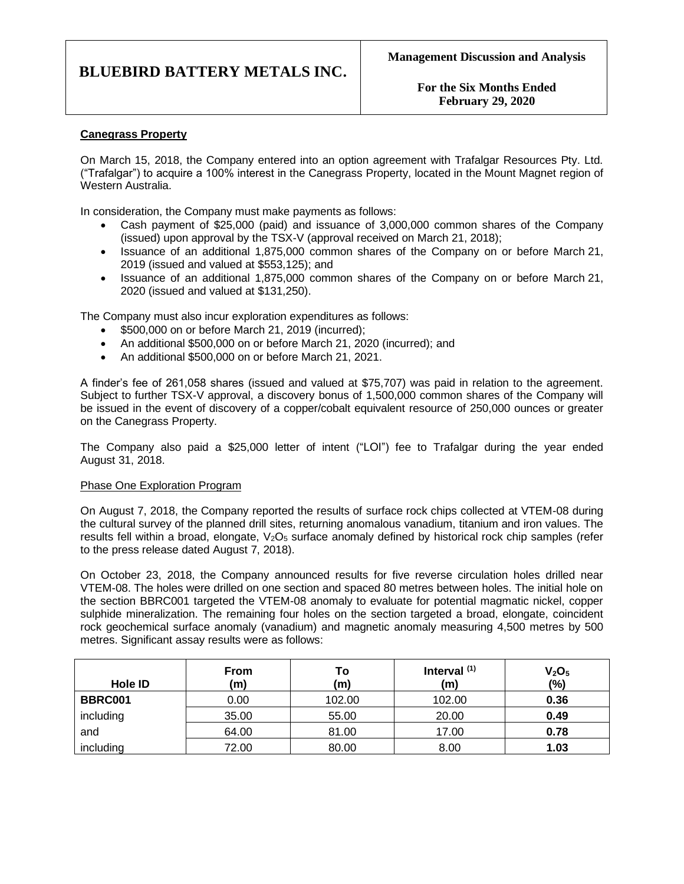**Canegrass Property**

On March 15, 2018, the Company entered into an option agreement with Trafalgar Resources Pty. Ltd. ("Trafalgar") to acquire a 100% interest in the Canegrass Property, located in the Mount Magnet region of Western Australia.

In consideration, the Company must make payments as follows:

- Cash payment of $25,000 (paid) and issuance of 3,000,000 common shares of the Company (issued) upon approval by the TSX-V (approval received on March 21, 2018);
- Issuance of an additional 1,875,000 common shares of the Company on or before March 21, 2019 (issued and valued at $553,125); and
- Issuance of an additional 1,875,000 common shares of the Company on or before March 21, 2020 (issued and valued at $131,250).

The Company must also incur exploration expenditures as follows:

- $500,000 on or before March 21, 2019 (incurred);
- An additional $500,000 on or before March 21, 2020 (incurred); and
- An additional $500,000 on or before March 21, 2021.

A finder's fee of 261,058 shares (issued and valued at $75,707) was paid in relation to the agreement. Subject to further TSX-V approval, a discovery bonus of 1,500,000 common shares of the Company will be issued in the event of discovery of a copper/cobalt equivalent resource of 250,000 ounces or greater on the Canegrass Property.

The Company also paid a $25,000 letter of intent ("LOI") fee to Trafalgar during the year ended August 31, 2018.

Phase One Exploration Program

On August 7, 2018, the Company reported the results of surface rock chips collected at VTEM-08 during the cultural survey of the planned drill sites, returning anomalous vanadium, titanium and iron values. The results fell within a broad, elongate, $V_2O_5$ surface anomaly defined by historical rock chip samples (refer to the press release dated August 7, 2018).

On October 23, 2018, the Company announced results for five reverse circulation holes drilled near VTEM-08. The holes were drilled on one section and spaced 80 metres between holes. The initial hole on the section BBRC001 targeted the VTEM-08 anomaly to evaluate for potential magmatic nickel, copper sulphide mineralization. The remaining four holes on the section targeted a broad, elongate, coincident rock geochemical surface anomaly (vanadium) and magnetic anomaly measuring 4,500 metres by 500 metres. Significant assay results were as follows:

| Hole ID | From (m) | To (m) | Interval [(1)] (m) | $V_2O_5$ (%) |
|---|---|---|---|---|
| **BBRC001** | 0.00 | 102.00 | 102.00 | **0.36** |
| including | 35.00 | 55.00 | 20.00 | **0.49** |
| and | 64.00 | 81.00 | 17.00 | **0.78** |
| including | 72.00 | 80.00 | 8.00 | **1.03** |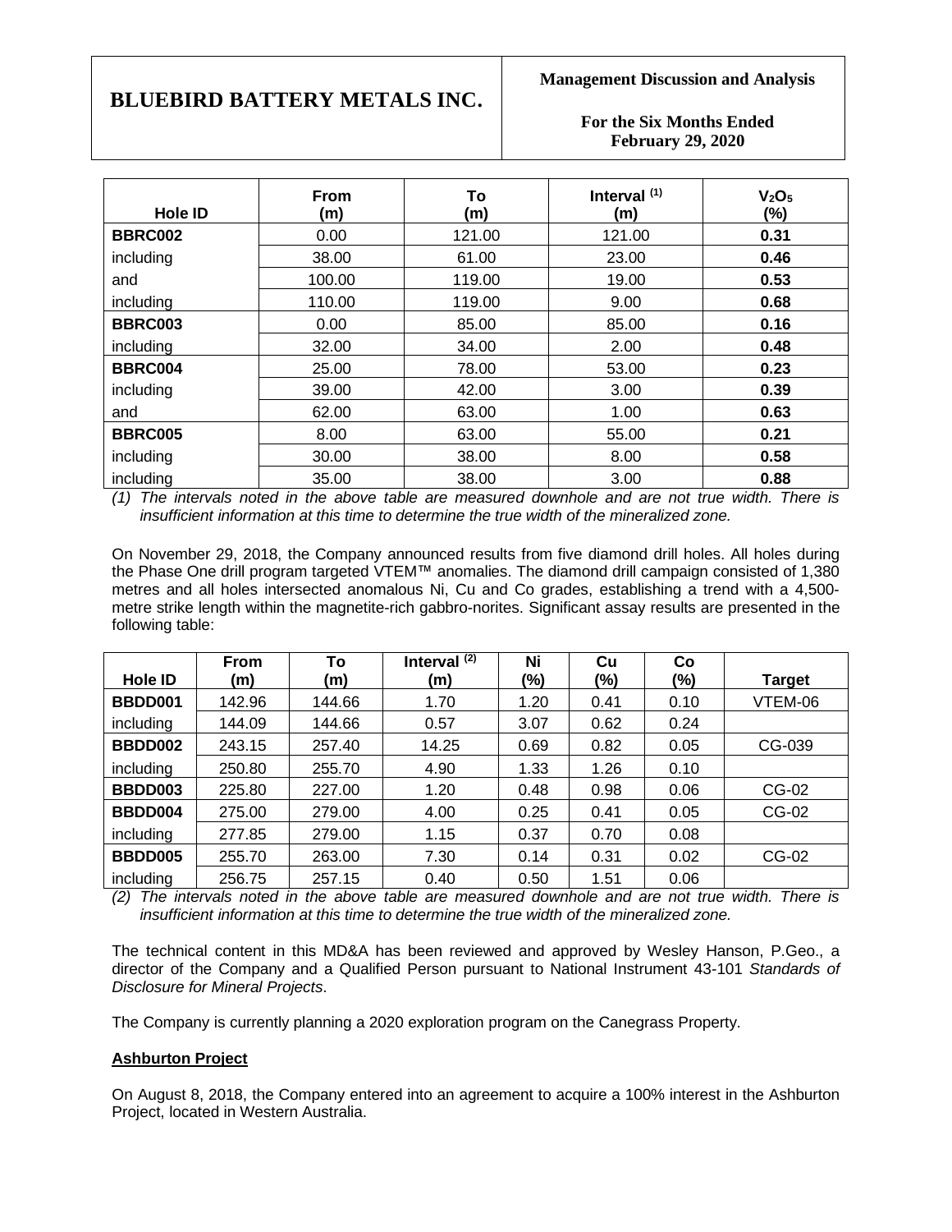| Hole ID | From (m) | To (m) | Interval (1) (m) | $V_2O_5$ (%) |
| --- | --- | --- | --- | --- |
| **BBRC002** | 0.00 | 121.00 | 121.00 | **0.31** |
| including | 38.00 | 61.00 | 23.00 | **0.46** |
| and | 100.00 | 119.00 | 19.00 | **0.53** |
| including | 110.00 | 119.00 | 9.00 | **0.68** |
| **BBRC003** | 0.00 | 85.00 | 85.00 | **0.16** |
| including | 32.00 | 34.00 | 2.00 | **0.48** |
| **BBRC004** | 25.00 | 78.00 | 53.00 | **0.23** |
| including | 39.00 | 42.00 | 3.00 | **0.39** |
| and | 62.00 | 63.00 | 1.00 | **0.63** |
| **BBRC005** | 8.00 | 63.00 | 55.00 | **0.21** |
| including | 30.00 | 38.00 | 8.00 | **0.58** |
| including | 35.00 | 38.00 | 3.00 | **0.88** |

*(1) The intervals noted in the above table are measured downhole and are not true width. There is insufficient information at this time to determine the true width of the mineralized zone.*

On November 29, 2018, the Company announced results from five diamond drill holes. All holes during the Phase One drill program targeted VTEM™ anomalies. The diamond drill campaign consisted of 1,380 metres and all holes intersected anomalous Ni, Cu and Co grades, establishing a trend with a 4,500-metre strike length within the magnetite-rich gabbro-norites. Significant assay results are presented in the following table:

| Hole ID | From (m) | To (m) | Interval (2) (m) | Ni (%) | Cu (%) | Co (%) | Target |
| --- | --- | --- | --- | --- | --- | --- | --- |
| **BBDD001** | 142.96 | 144.66 | 1.70 | 1.20 | 0.41 | 0.10 | VTEM-06 |
| including | 144.09 | 144.66 | 0.57 | 3.07 | 0.62 | 0.24 | |
| **BBDD002** | 243.15 | 257.40 | 14.25 | 0.69 | 0.82 | 0.05 | CG-039 |
| including | 250.80 | 255.70 | 4.90 | 1.33 | 1.26 | 0.10 | |
| **BBDD003** | 225.80 | 227.00 | 1.20 | 0.48 | 0.98 | 0.06 | CG-02 |
| **BBDD004** | 275.00 | 279.00 | 4.00 | 0.25 | 0.41 | 0.05 | CG-02 |
| including | 277.85 | 279.00 | 1.15 | 0.37 | 0.70 | 0.08 | |
| **BBDD005** | 255.70 | 263.00 | 7.30 | 0.14 | 0.31 | 0.02 | CG-02 |
| including | 256.75 | 257.15 | 0.40 | 0.50 | 1.51 | 0.06 | |

*(2) The intervals noted in the above table are measured downhole and are not true width. There is insufficient information at this time to determine the true width of the mineralized zone.*

The technical content in this MD&A has been reviewed and approved by Wesley Hanson, P.Geo., a director of the Company and a Qualified Person pursuant to National Instrument 43-101 *Standards of Disclosure for Mineral Projects*.

The Company is currently planning a 2020 exploration program on the Canegrass Property.

**Ashburton Project**

On August 8, 2018, the Company entered into an agreement to acquire a 100% interest in the Ashburton Project, located in Western Australia.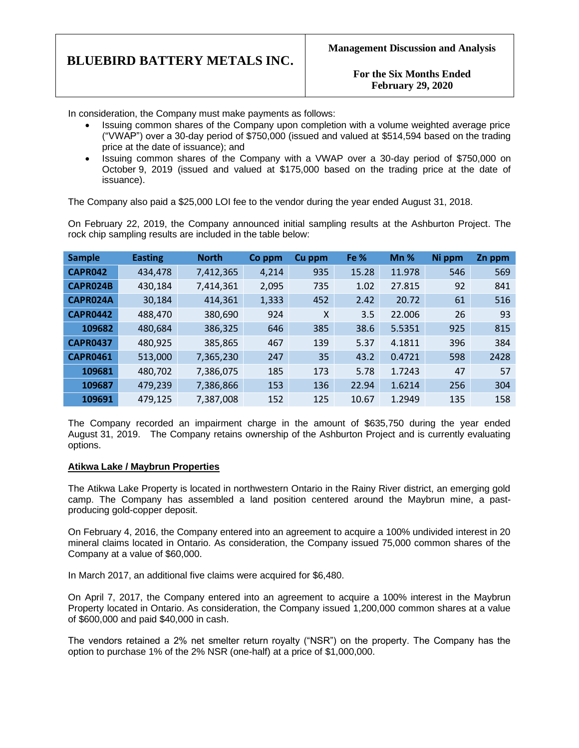In consideration, the Company must make payments as follows:

- Issuing common shares of the Company upon completion with a volume weighted average price ("VWAP") over a 30-day period of $750,000 (issued and valued at $514,594 based on the trading price at the date of issuance); and
- Issuing common shares of the Company with a VWAP over a 30-day period of $750,000 on October 9, 2019 (issued and valued at $175,000 based on the trading price at the date of issuance).

The Company also paid a $25,000 LOI fee to the vendor during the year ended August 31, 2018.

On February 22, 2019, the Company announced initial sampling results at the Ashburton Project. The rock chip sampling results are included in the table below:

| Sample | Easting | North | Co ppm | Cu ppm | Fe % | Mn % | Ni ppm | Zn ppm |
|---|---|---|---|---|---|---|---|---|
| **CAPR042** | 434,478 | 7,412,365 | 4,214 | 935 | 15.28 | 11.978 | 546 | 569 |
| **CAPR024B** | 430,184 | 7,414,361 | 2,095 | 735 | 1.02 | 27.815 | 92 | 841 |
| **CAPR024A** | 30,184 | 414,361 | 1,333 | 452 | 2.42 | 20.72 | 61 | 516 |
| **CAPR0442** | 488,470 | 380,690 | 924 | X | 3.5 | 22.006 | 26 | 93 |
| **109682** | 480,684 | 386,325 | 646 | 385 | 38.6 | 5.5351 | 925 | 815 |
| **CAPR0437** | 480,925 | 385,865 | 467 | 139 | 5.37 | 4.1811 | 396 | 384 |
| **CAPR0461** | 513,000 | 7,365,230 | 247 | 35 | 43.2 | 0.4721 | 598 | 2428 |
| **109681** | 480,702 | 7,386,075 | 185 | 173 | 5.78 | 1.7243 | 47 | 57 |
| **109687** | 479,239 | 7,386,866 | 153 | 136 | 22.94 | 1.6214 | 256 | 304 |
| **109691** | 479,125 | 7,387,008 | 152 | 125 | 10.67 | 1.2949 | 135 | 158 |

The Company recorded an impairment charge in the amount of $635,750 during the year ended August 31, 2019. The Company retains ownership of the Ashburton Project and is currently evaluating options.

**Atikwa Lake / Maybrun Properties**

The Atikwa Lake Property is located in northwestern Ontario in the Rainy River district, an emerging gold camp. The Company has assembled a land position centered around the Maybrun mine, a past-producing gold-copper deposit.

On February 4, 2016, the Company entered into an agreement to acquire a 100% undivided interest in 20 mineral claims located in Ontario. As consideration, the Company issued 75,000 common shares of the Company at a value of $60,000.

In March 2017, an additional five claims were acquired for $6,480.

On April 7, 2017, the Company entered into an agreement to acquire a 100% interest in the Maybrun Property located in Ontario. As consideration, the Company issued 1,200,000 common shares at a value of $600,000 and paid $40,000 in cash.

The vendors retained a 2% net smelter return royalty ("NSR") on the property. The Company has the option to purchase 1% of the 2% NSR (one-half) at a price of $1,000,000.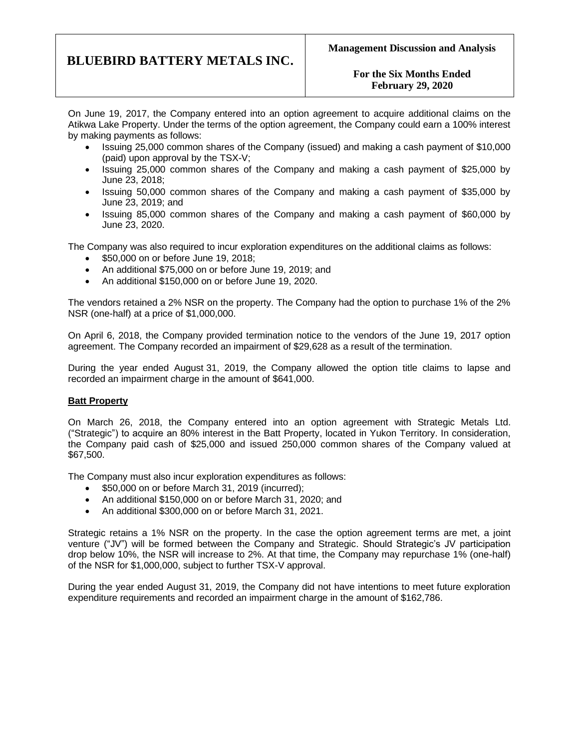On June 19, 2017, the Company entered into an option agreement to acquire additional claims on the Atikwa Lake Property. Under the terms of the option agreement, the Company could earn a 100% interest by making payments as follows:

- Issuing 25,000 common shares of the Company (issued) and making a cash payment of $10,000 (paid) upon approval by the TSX-V;
- Issuing 25,000 common shares of the Company and making a cash payment of $25,000 by June 23, 2018;
- Issuing 50,000 common shares of the Company and making a cash payment of $35,000 by June 23, 2019; and
- Issuing 85,000 common shares of the Company and making a cash payment of $60,000 by June 23, 2020.

The Company was also required to incur exploration expenditures on the additional claims as follows:

- $50,000 on or before June 19, 2018;
- An additional $75,000 on or before June 19, 2019; and
- An additional $150,000 on or before June 19, 2020.

The vendors retained a 2% NSR on the property. The Company had the option to purchase 1% of the 2% NSR (one-half) at a price of $1,000,000.

On April 6, 2018, the Company provided termination notice to the vendors of the June 19, 2017 option agreement. The Company recorded an impairment of $29,628 as a result of the termination.

During the year ended August 31, 2019, the Company allowed the option title claims to lapse and recorded an impairment charge in the amount of $641,000.

**Batt Property**

On March 26, 2018, the Company entered into an option agreement with Strategic Metals Ltd. ("Strategic") to acquire an 80% interest in the Batt Property, located in Yukon Territory. In consideration, the Company paid cash of $25,000 and issued 250,000 common shares of the Company valued at $67,500.

The Company must also incur exploration expenditures as follows:

- $50,000 on or before March 31, 2019 (incurred);
- An additional $150,000 on or before March 31, 2020; and
- An additional $300,000 on or before March 31, 2021.

Strategic retains a 1% NSR on the property. In the case the option agreement terms are met, a joint venture ("JV") will be formed between the Company and Strategic. Should Strategic's JV participation drop below 10%, the NSR will increase to 2%. At that time, the Company may repurchase 1% (one-half) of the NSR for $1,000,000, subject to further TSX-V approval.

During the year ended August 31, 2019, the Company did not have intentions to meet future exploration expenditure requirements and recorded an impairment charge in the amount of $162,786.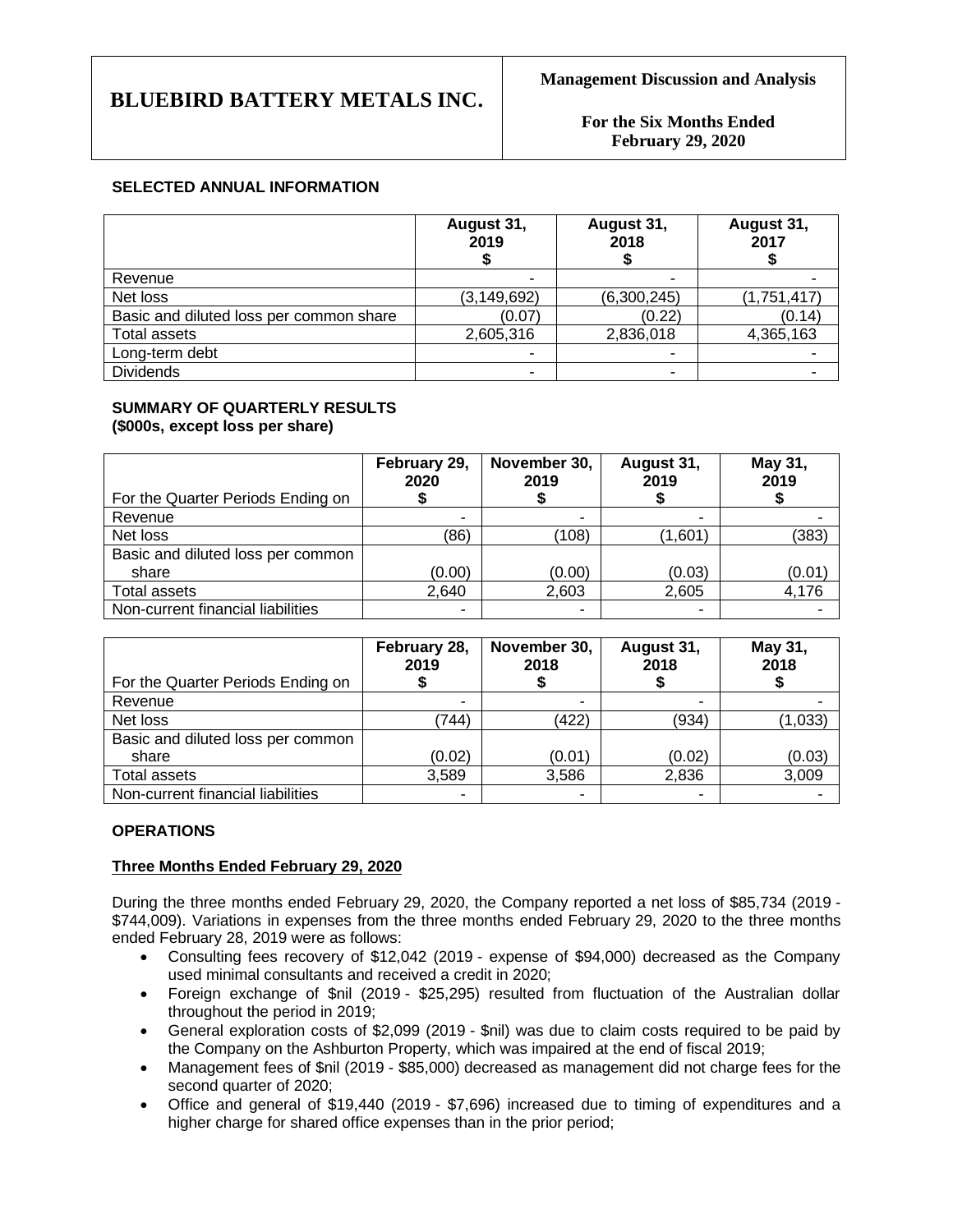## SELECTED ANNUAL INFORMATION

| | August 31, 2019 $ | August 31, 2018 $ | August 31, 2017 $ |
|---|---|---|---|
| Revenue | - | - | - |
| Net loss | (3,149,692) | (6,300,245) | (1,751,417) |
| Basic and diluted loss per common share | (0.07) | (0.22) | (0.14) |
| Total assets | 2,605,316 | 2,836,018 | 4,365,163 |
| Long-term debt | - | - | - |
| Dividends | - | - | - |

## SUMMARY OF QUARTERLY RESULTS
**(\$000s, except loss per share)**

| For the Quarter Periods Ending on | February 29, 2020 $ | November 30, 2019 $ | August 31, 2019 $ | May 31, 2019 $ |
|---|---|---|---|---|
| Revenue | - | - | - | - |
| Net loss | (86) | (108) | (1,601) | (383) |
| Basic and diluted loss per common share | (0.00) | (0.00) | (0.03) | (0.01) |
| Total assets | 2,640 | 2,603 | 2,605 | 4,176 |
| Non-current financial liabilities | - | - | - | - |

| For the Quarter Periods Ending on | February 28, 2019 $ | November 30, 2018 $ | August 31, 2018 $ | May 31, 2018 $ |
|---|---|---|---|---|
| Revenue | - | - | - | - |
| Net loss | (744) | (422) | (934) | (1,033) |
| Basic and diluted loss per common share | (0.02) | (0.01) | (0.02) | (0.03) |
| Total assets | 3,589 | 3,586 | 2,836 | 3,009 |
| Non-current financial liabilities | - | - | - | - |

## OPERATIONS

### Three Months Ended February 29, 2020

During the three months ended February 29, 2020, the Company reported a net loss of \$85,734 (2019 - \$744,009). Variations in expenses from the three months ended February 29, 2020 to the three months ended February 28, 2019 were as follows:

- Consulting fees recovery of \$12,042 (2019 - expense of \$94,000) decreased as the Company used minimal consultants and received a credit in 2020;
- Foreign exchange of \$nil (2019 - \$25,295) resulted from fluctuation of the Australian dollar throughout the period in 2019;
- General exploration costs of \$2,099 (2019 - \$nil) was due to claim costs required to be paid by the Company on the Ashburton Property, which was impaired at the end of fiscal 2019;
- Management fees of \$nil (2019 - \$85,000) decreased as management did not charge fees for the second quarter of 2020;
- Office and general of \$19,440 (2019 - \$7,696) increased due to timing of expenditures and a higher charge for shared office expenses than in the prior period;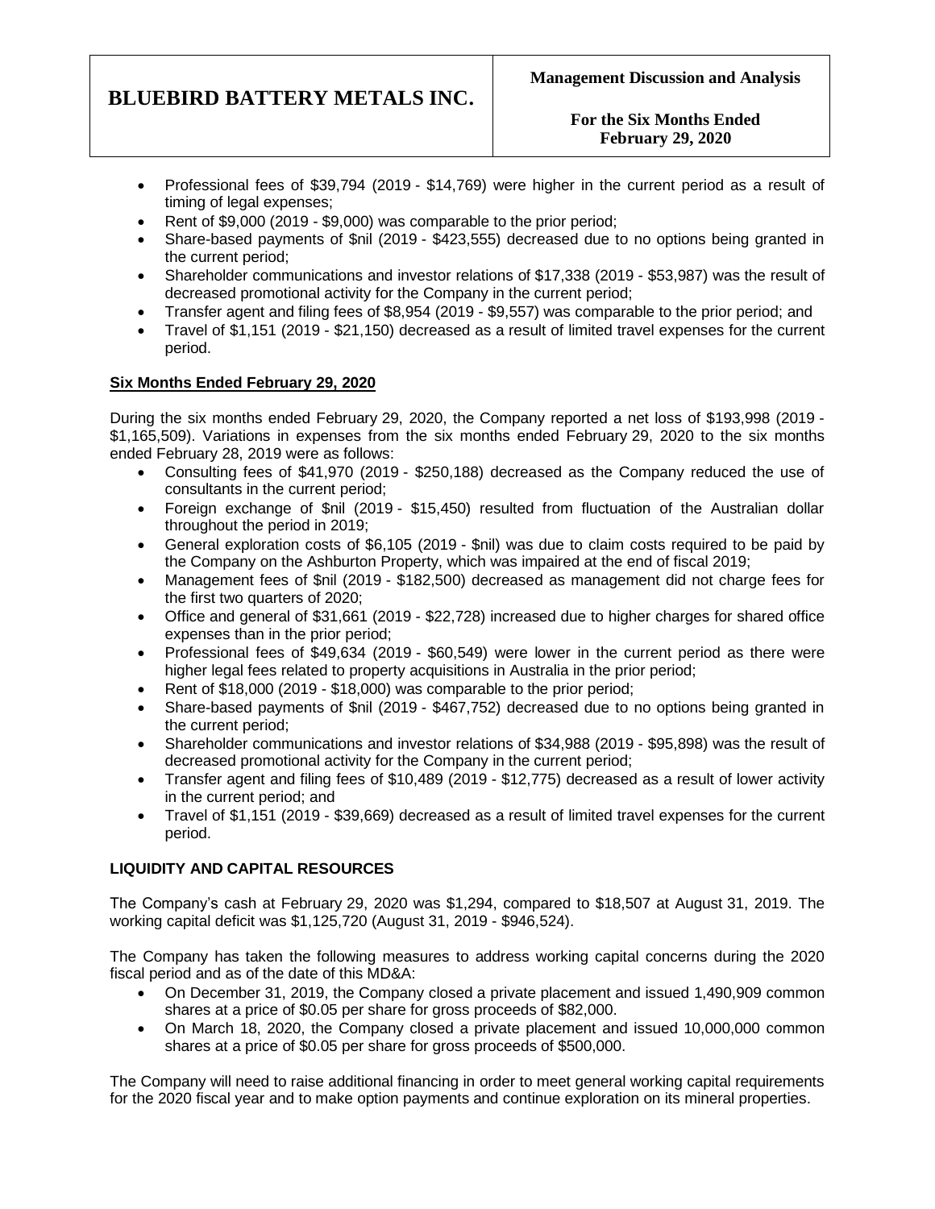- Professional fees of $39,794 (2019 - $14,769) were higher in the current period as a result of timing of legal expenses;
- Rent of $9,000 (2019 - $9,000) was comparable to the prior period;
- Share-based payments of $nil (2019 - $423,555) decreased due to no options being granted in the current period;
- Shareholder communications and investor relations of $17,338 (2019 - $53,987) was the result of decreased promotional activity for the Company in the current period;
- Transfer agent and filing fees of $8,954 (2019 - $9,557) was comparable to the prior period; and
- Travel of $1,151 (2019 - $21,150) decreased as a result of limited travel expenses for the current period.

**Six Months Ended February 29, 2020**

During the six months ended February 29, 2020, the Company reported a net loss of $193,998 (2019 - $1,165,509). Variations in expenses from the six months ended February 29, 2020 to the six months ended February 28, 2019 were as follows:

- Consulting fees of $41,970 (2019 - $250,188) decreased as the Company reduced the use of consultants in the current period;
- Foreign exchange of $nil (2019 - $15,450) resulted from fluctuation of the Australian dollar throughout the period in 2019;
- General exploration costs of $6,105 (2019 - $nil) was due to claim costs required to be paid by the Company on the Ashburton Property, which was impaired at the end of fiscal 2019;
- Management fees of $nil (2019 - $182,500) decreased as management did not charge fees for the first two quarters of 2020;
- Office and general of $31,661 (2019 - $22,728) increased due to higher charges for shared office expenses than in the prior period;
- Professional fees of $49,634 (2019 - $60,549) were lower in the current period as there were higher legal fees related to property acquisitions in Australia in the prior period;
- Rent of $18,000 (2019 - $18,000) was comparable to the prior period;
- Share-based payments of $nil (2019 - $467,752) decreased due to no options being granted in the current period;
- Shareholder communications and investor relations of $34,988 (2019 - $95,898) was the result of decreased promotional activity for the Company in the current period;
- Transfer agent and filing fees of $10,489 (2019 - $12,775) decreased as a result of lower activity in the current period; and
- Travel of $1,151 (2019 - $39,669) decreased as a result of limited travel expenses for the current period.

## LIQUIDITY AND CAPITAL RESOURCES

The Company's cash at February 29, 2020 was $1,294, compared to $18,507 at August 31, 2019. The working capital deficit was $1,125,720 (August 31, 2019 - $946,524).

The Company has taken the following measures to address working capital concerns during the 2020 fiscal period and as of the date of this MD&A:

- On December 31, 2019, the Company closed a private placement and issued 1,490,909 common shares at a price of $0.05 per share for gross proceeds of $82,000.
- On March 18, 2020, the Company closed a private placement and issued 10,000,000 common shares at a price of $0.05 per share for gross proceeds of $500,000.

The Company will need to raise additional financing in order to meet general working capital requirements for the 2020 fiscal year and to make option payments and continue exploration on its mineral properties.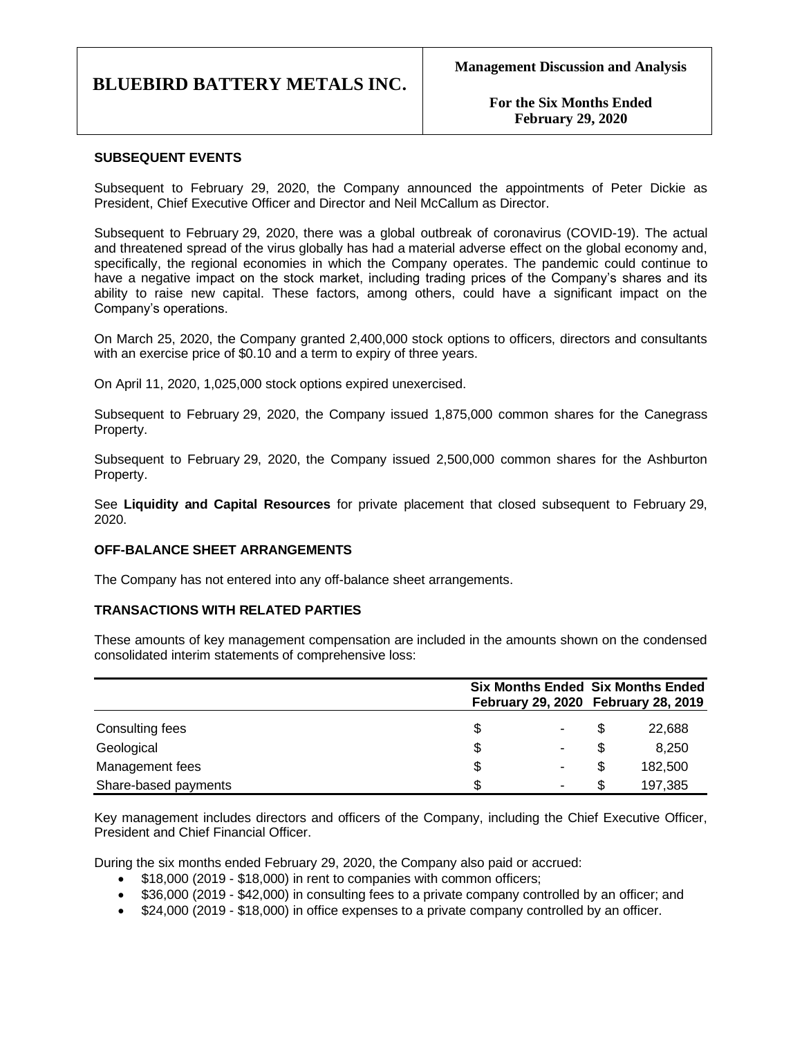## SUBSEQUENT EVENTS

Subsequent to February 29, 2020, the Company announced the appointments of Peter Dickie as President, Chief Executive Officer and Director and Neil McCallum as Director.

Subsequent to February 29, 2020, there was a global outbreak of coronavirus (COVID-19). The actual and threatened spread of the virus globally has had a material adverse effect on the global economy and, specifically, the regional economies in which the Company operates. The pandemic could continue to have a negative impact on the stock market, including trading prices of the Company's shares and its ability to raise new capital. These factors, among others, could have a significant impact on the Company's operations.

On March 25, 2020, the Company granted 2,400,000 stock options to officers, directors and consultants with an exercise price of $0.10 and a term to expiry of three years.

On April 11, 2020, 1,025,000 stock options expired unexercised.

Subsequent to February 29, 2020, the Company issued 1,875,000 common shares for the Canegrass Property.

Subsequent to February 29, 2020, the Company issued 2,500,000 common shares for the Ashburton Property.

See **Liquidity and Capital Resources** for private placement that closed subsequent to February 29, 2020.

## OFF-BALANCE SHEET ARRANGEMENTS

The Company has not entered into any off-balance sheet arrangements.

## TRANSACTIONS WITH RELATED PARTIES

These amounts of key management compensation are included in the amounts shown on the condensed consolidated interim statements of comprehensive loss:

| | Six Months Ended February 29, 2020 | Six Months Ended February 28, 2019 |
|---|---|---|
| Consulting fees | $ - | $ 22,688 |
| Geological | $ - | $ 8,250 |
| Management fees | $ - | $ 182,500 |
| Share-based payments | $ - | $ 197,385 |

Key management includes directors and officers of the Company, including the Chief Executive Officer, President and Chief Financial Officer.

During the six months ended February 29, 2020, the Company also paid or accrued:

- $18,000 (2019 - $18,000) in rent to companies with common officers;
- $36,000 (2019 - $42,000) in consulting fees to a private company controlled by an officer; and
- $24,000 (2019 - $18,000) in office expenses to a private company controlled by an officer.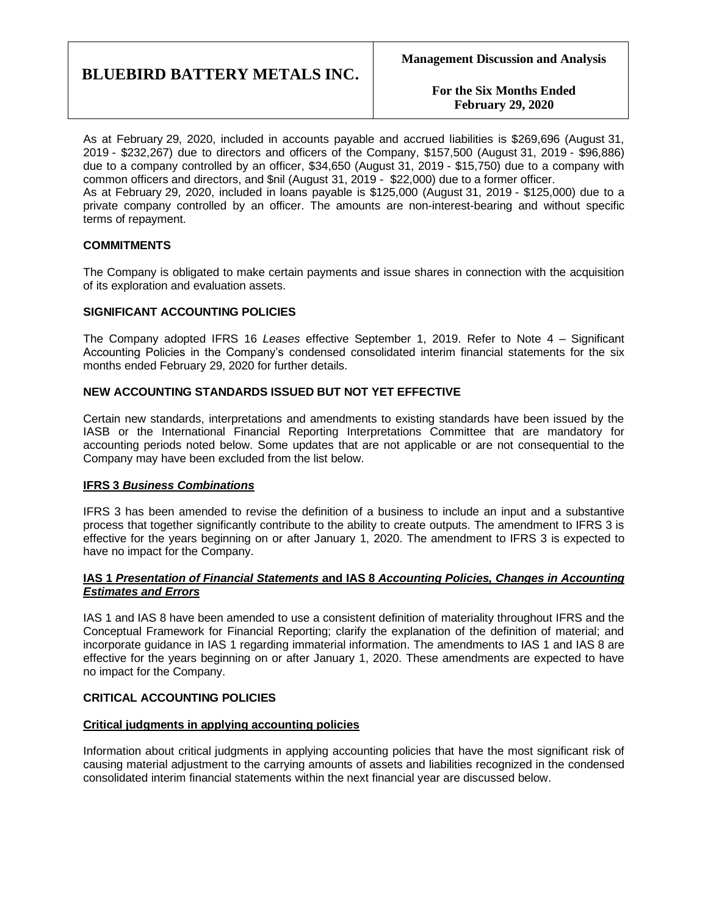As at February 29, 2020, included in accounts payable and accrued liabilities is $269,696 (August 31, 2019 - $232,267) due to directors and officers of the Company, $157,500 (August 31, 2019 - $96,886) due to a company controlled by an officer, $34,650 (August 31, 2019 - $15,750) due to a company with common officers and directors, and $nil (August 31, 2019 - $22,000) due to a former officer.

As at February 29, 2020, included in loans payable is $125,000 (August 31, 2019 - $125,000) due to a private company controlled by an officer. The amounts are non-interest-bearing and without specific terms of repayment.

## COMMITMENTS

The Company is obligated to make certain payments and issue shares in connection with the acquisition of its exploration and evaluation assets.

## SIGNIFICANT ACCOUNTING POLICIES

The Company adopted IFRS 16 *Leases* effective September 1, 2019. Refer to Note 4 – Significant Accounting Policies in the Company's condensed consolidated interim financial statements for the six months ended February 29, 2020 for further details.

## NEW ACCOUNTING STANDARDS ISSUED BUT NOT YET EFFECTIVE

Certain new standards, interpretations and amendments to existing standards have been issued by the IASB or the International Financial Reporting Interpretations Committee that are mandatory for accounting periods noted below. Some updates that are not applicable or are not consequential to the Company may have been excluded from the list below.

### IFRS 3 *Business Combinations*

IFRS 3 has been amended to revise the definition of a business to include an input and a substantive process that together significantly contribute to the ability to create outputs. The amendment to IFRS 3 is effective for the years beginning on or after January 1, 2020. The amendment to IFRS 3 is expected to have no impact for the Company.

### IAS 1 *Presentation of Financial Statements* and IAS 8 *Accounting Policies, Changes in Accounting Estimates and Errors*

IAS 1 and IAS 8 have been amended to use a consistent definition of materiality throughout IFRS and the Conceptual Framework for Financial Reporting; clarify the explanation of the definition of material; and incorporate guidance in IAS 1 regarding immaterial information. The amendments to IAS 1 and IAS 8 are effective for the years beginning on or after January 1, 2020. These amendments are expected to have no impact for the Company.

## CRITICAL ACCOUNTING POLICIES

### Critical judgments in applying accounting policies

Information about critical judgments in applying accounting policies that have the most significant risk of causing material adjustment to the carrying amounts of assets and liabilities recognized in the condensed consolidated interim financial statements within the next financial year are discussed below.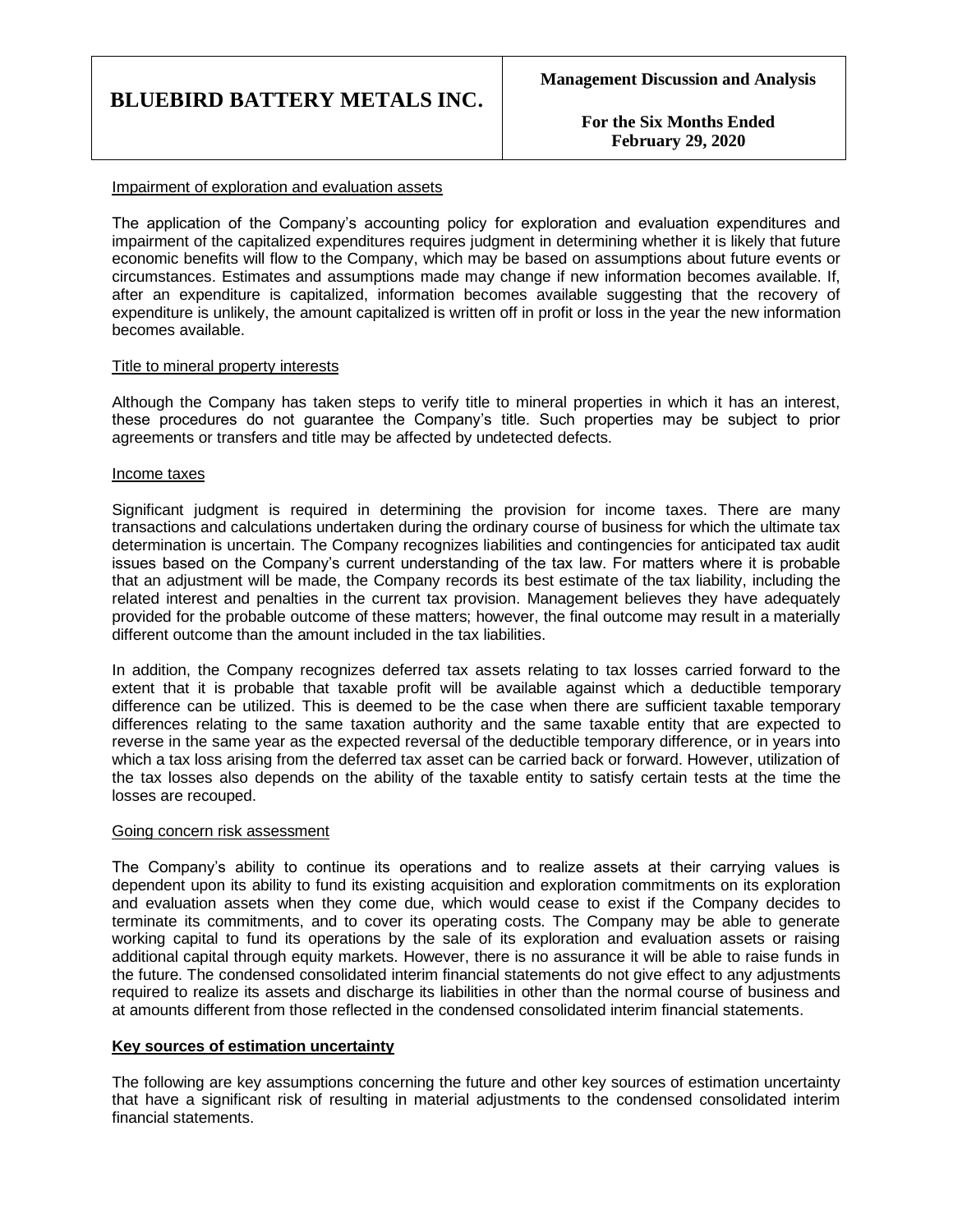Impairment of exploration and evaluation assets

The application of the Company's accounting policy for exploration and evaluation expenditures and impairment of the capitalized expenditures requires judgment in determining whether it is likely that future economic benefits will flow to the Company, which may be based on assumptions about future events or circumstances. Estimates and assumptions made may change if new information becomes available. If, after an expenditure is capitalized, information becomes available suggesting that the recovery of expenditure is unlikely, the amount capitalized is written off in profit or loss in the year the new information becomes available.

Title to mineral property interests

Although the Company has taken steps to verify title to mineral properties in which it has an interest, these procedures do not guarantee the Company's title. Such properties may be subject to prior agreements or transfers and title may be affected by undetected defects.

Income taxes

Significant judgment is required in determining the provision for income taxes. There are many transactions and calculations undertaken during the ordinary course of business for which the ultimate tax determination is uncertain. The Company recognizes liabilities and contingencies for anticipated tax audit issues based on the Company's current understanding of the tax law. For matters where it is probable that an adjustment will be made, the Company records its best estimate of the tax liability, including the related interest and penalties in the current tax provision. Management believes they have adequately provided for the probable outcome of these matters; however, the final outcome may result in a materially different outcome than the amount included in the tax liabilities.

In addition, the Company recognizes deferred tax assets relating to tax losses carried forward to the extent that it is probable that taxable profit will be available against which a deductible temporary difference can be utilized. This is deemed to be the case when there are sufficient taxable temporary differences relating to the same taxation authority and the same taxable entity that are expected to reverse in the same year as the expected reversal of the deductible temporary difference, or in years into which a tax loss arising from the deferred tax asset can be carried back or forward. However, utilization of the tax losses also depends on the ability of the taxable entity to satisfy certain tests at the time the losses are recouped.

Going concern risk assessment

The Company's ability to continue its operations and to realize assets at their carrying values is dependent upon its ability to fund its existing acquisition and exploration commitments on its exploration and evaluation assets when they come due, which would cease to exist if the Company decides to terminate its commitments, and to cover its operating costs. The Company may be able to generate working capital to fund its operations by the sale of its exploration and evaluation assets or raising additional capital through equity markets. However, there is no assurance it will be able to raise funds in the future. The condensed consolidated interim financial statements do not give effect to any adjustments required to realize its assets and discharge its liabilities in other than the normal course of business and at amounts different from those reflected in the condensed consolidated interim financial statements.

**Key sources of estimation uncertainty**

The following are key assumptions concerning the future and other key sources of estimation uncertainty that have a significant risk of resulting in material adjustments to the condensed consolidated interim financial statements.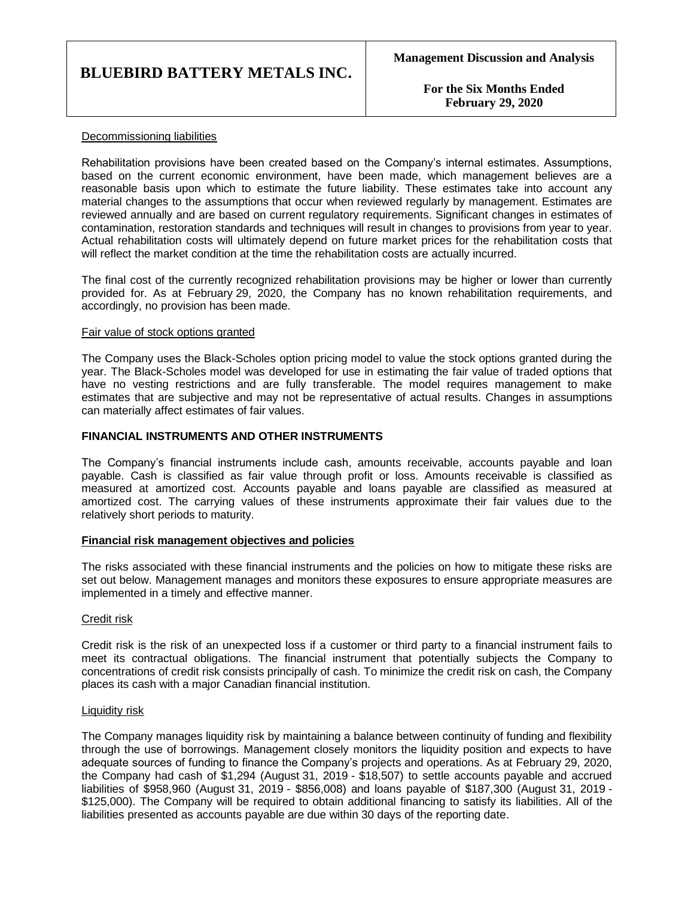Decommissioning liabilities

Rehabilitation provisions have been created based on the Company's internal estimates. Assumptions, based on the current economic environment, have been made, which management believes are a reasonable basis upon which to estimate the future liability. These estimates take into account any material changes to the assumptions that occur when reviewed regularly by management. Estimates are reviewed annually and are based on current regulatory requirements. Significant changes in estimates of contamination, restoration standards and techniques will result in changes to provisions from year to year. Actual rehabilitation costs will ultimately depend on future market prices for the rehabilitation costs that will reflect the market condition at the time the rehabilitation costs are actually incurred.

The final cost of the currently recognized rehabilitation provisions may be higher or lower than currently provided for. As at February 29, 2020, the Company has no known rehabilitation requirements, and accordingly, no provision has been made.

Fair value of stock options granted

The Company uses the Black-Scholes option pricing model to value the stock options granted during the year. The Black-Scholes model was developed for use in estimating the fair value of traded options that have no vesting restrictions and are fully transferable. The model requires management to make estimates that are subjective and may not be representative of actual results. Changes in assumptions can materially affect estimates of fair values.

## FINANCIAL INSTRUMENTS AND OTHER INSTRUMENTS

The Company's financial instruments include cash, amounts receivable, accounts payable and loan payable. Cash is classified as fair value through profit or loss. Amounts receivable is classified as measured at amortized cost. Accounts payable and loans payable are classified as measured at amortized cost. The carrying values of these instruments approximate their fair values due to the relatively short periods to maturity.

### Financial risk management objectives and policies

The risks associated with these financial instruments and the policies on how to mitigate these risks are set out below. Management manages and monitors these exposures to ensure appropriate measures are implemented in a timely and effective manner.

Credit risk

Credit risk is the risk of an unexpected loss if a customer or third party to a financial instrument fails to meet its contractual obligations. The financial instrument that potentially subjects the Company to concentrations of credit risk consists principally of cash. To minimize the credit risk on cash, the Company places its cash with a major Canadian financial institution.

Liquidity risk

The Company manages liquidity risk by maintaining a balance between continuity of funding and flexibility through the use of borrowings. Management closely monitors the liquidity position and expects to have adequate sources of funding to finance the Company's projects and operations. As at February 29, 2020, the Company had cash of $1,294 (August 31, 2019 - $18,507) to settle accounts payable and accrued liabilities of $958,960 (August 31, 2019 - $856,008) and loans payable of $187,300 (August 31, 2019 - $125,000). The Company will be required to obtain additional financing to satisfy its liabilities. All of the liabilities presented as accounts payable are due within 30 days of the reporting date.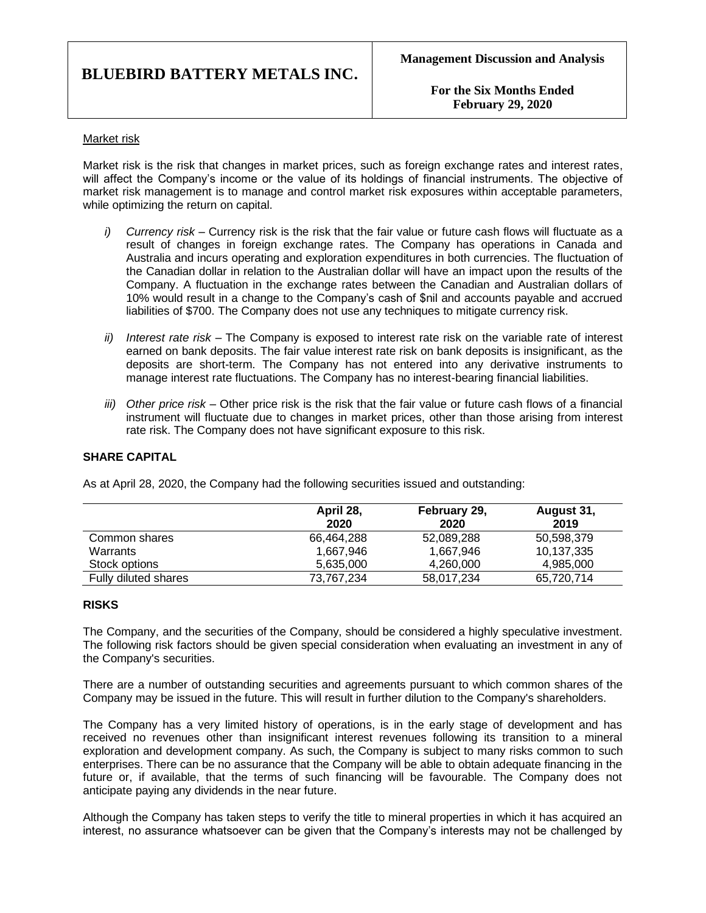Market risk

Market risk is the risk that changes in market prices, such as foreign exchange rates and interest rates, will affect the Company's income or the value of its holdings of financial instruments. The objective of market risk management is to manage and control market risk exposures within acceptable parameters, while optimizing the return on capital.

*i) Currency risk* – Currency risk is the risk that the fair value or future cash flows will fluctuate as a result of changes in foreign exchange rates. The Company has operations in Canada and Australia and incurs operating and exploration expenditures in both currencies. The fluctuation of the Canadian dollar in relation to the Australian dollar will have an impact upon the results of the Company. A fluctuation in the exchange rates between the Canadian and Australian dollars of 10% would result in a change to the Company's cash of $nil and accounts payable and accrued liabilities of $700. The Company does not use any techniques to mitigate currency risk.

*ii) Interest rate risk* – The Company is exposed to interest rate risk on the variable rate of interest earned on bank deposits. The fair value interest rate risk on bank deposits is insignificant, as the deposits are short-term. The Company has not entered into any derivative instruments to manage interest rate fluctuations. The Company has no interest-bearing financial liabilities.

*iii) Other price risk* – Other price risk is the risk that the fair value or future cash flows of a financial instrument will fluctuate due to changes in market prices, other than those arising from interest rate risk. The Company does not have significant exposure to this risk.

## SHARE CAPITAL

As at April 28, 2020, the Company had the following securities issued and outstanding:

| | April 28, 2020 | February 29, 2020 | August 31, 2019 |
|---|---|---|---|
| Common shares | 66,464,288 | 52,089,288 | 50,598,379 |
| Warrants | 1,667,946 | 1,667,946 | 10,137,335 |
| Stock options | 5,635,000 | 4,260,000 | 4,985,000 |
| Fully diluted shares | 73,767,234 | 58,017,234 | 65,720,714 |

## RISKS

The Company, and the securities of the Company, should be considered a highly speculative investment. The following risk factors should be given special consideration when evaluating an investment in any of the Company's securities.

There are a number of outstanding securities and agreements pursuant to which common shares of the Company may be issued in the future. This will result in further dilution to the Company's shareholders.

The Company has a very limited history of operations, is in the early stage of development and has received no revenues other than insignificant interest revenues following its transition to a mineral exploration and development company. As such, the Company is subject to many risks common to such enterprises. There can be no assurance that the Company will be able to obtain adequate financing in the future or, if available, that the terms of such financing will be favourable. The Company does not anticipate paying any dividends in the near future.

Although the Company has taken steps to verify the title to mineral properties in which it has acquired an interest, no assurance whatsoever can be given that the Company's interests may not be challenged by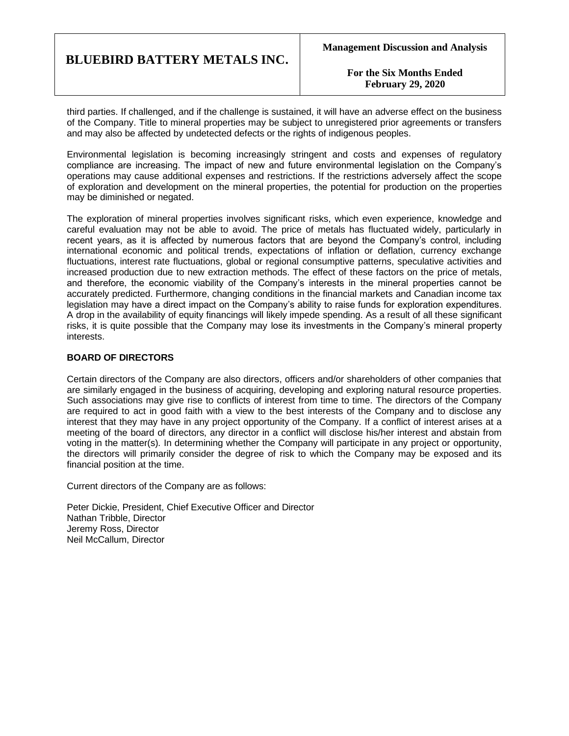third parties. If challenged, and if the challenge is sustained, it will have an adverse effect on the business of the Company. Title to mineral properties may be subject to unregistered prior agreements or transfers and may also be affected by undetected defects or the rights of indigenous peoples.

Environmental legislation is becoming increasingly stringent and costs and expenses of regulatory compliance are increasing. The impact of new and future environmental legislation on the Company's operations may cause additional expenses and restrictions. If the restrictions adversely affect the scope of exploration and development on the mineral properties, the potential for production on the properties may be diminished or negated.

The exploration of mineral properties involves significant risks, which even experience, knowledge and careful evaluation may not be able to avoid. The price of metals has fluctuated widely, particularly in recent years, as it is affected by numerous factors that are beyond the Company's control, including international economic and political trends, expectations of inflation or deflation, currency exchange fluctuations, interest rate fluctuations, global or regional consumptive patterns, speculative activities and increased production due to new extraction methods. The effect of these factors on the price of metals, and therefore, the economic viability of the Company's interests in the mineral properties cannot be accurately predicted. Furthermore, changing conditions in the financial markets and Canadian income tax legislation may have a direct impact on the Company's ability to raise funds for exploration expenditures. A drop in the availability of equity financings will likely impede spending. As a result of all these significant risks, it is quite possible that the Company may lose its investments in the Company's mineral property interests.

**BOARD OF DIRECTORS**

Certain directors of the Company are also directors, officers and/or shareholders of other companies that are similarly engaged in the business of acquiring, developing and exploring natural resource properties. Such associations may give rise to conflicts of interest from time to time. The directors of the Company are required to act in good faith with a view to the best interests of the Company and to disclose any interest that they may have in any project opportunity of the Company. If a conflict of interest arises at a meeting of the board of directors, any director in a conflict will disclose his/her interest and abstain from voting in the matter(s). In determining whether the Company will participate in any project or opportunity, the directors will primarily consider the degree of risk to which the Company may be exposed and its financial position at the time.

Current directors of the Company are as follows:

Peter Dickie, President, Chief Executive Officer and Director
Nathan Tribble, Director
Jeremy Ross, Director
Neil McCallum, Director